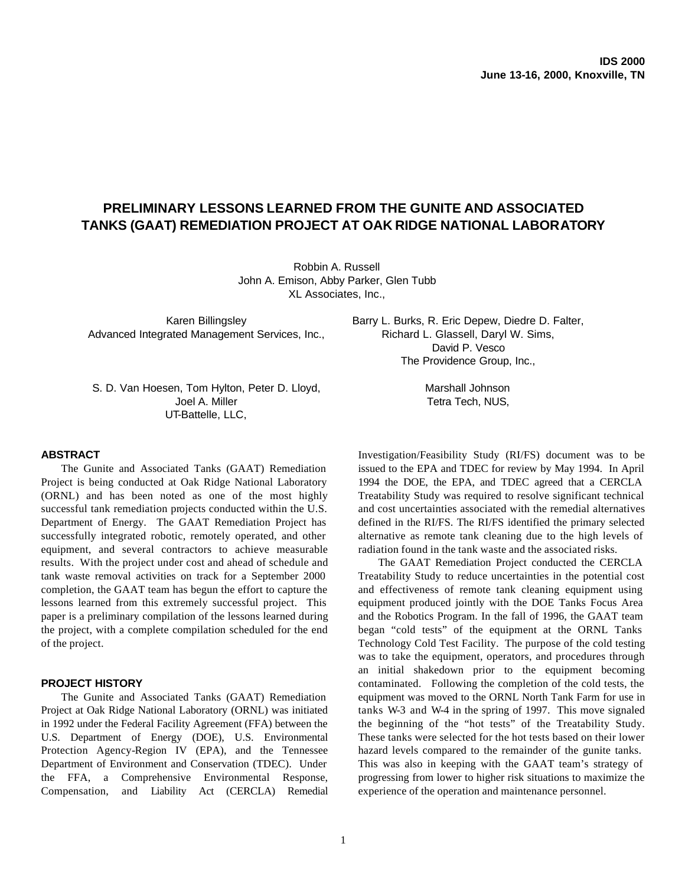# PRELIMINARY LESSONS LEARNED FROM THE GUNITE AND ASSOCIATED TANKS (GAAT) REMEDIATION PROJECT AT OAK RIDGE NATIONAL LABORATORY

Robbin A. Russell
John A. Emison, Abby Parker, Glen Tubb
XL Associates, Inc.,

Karen Billingsley
Advanced Integrated Management Services, Inc.,

Barry L. Burks, R. Eric Depew, Diedre D. Falter, Richard L. Glassell, Daryl W. Sims, David P. Vesco
The Providence Group, Inc.,

S. D. Van Hoesen, Tom Hylton, Peter D. Lloyd, Joel A. Miller
UT-Battelle, LLC,

Marshall Johnson
Tetra Tech, NUS,

## ABSTRACT

The Gunite and Associated Tanks (GAAT) Remediation Project is being conducted at Oak Ridge National Laboratory (ORNL) and has been noted as one of the most highly successful tank remediation projects conducted within the U.S. Department of Energy. The GAAT Remediation Project has successfully integrated robotic, remotely operated, and other equipment, and several contractors to achieve measurable results. With the project under cost and ahead of schedule and tank waste removal activities on track for a September 2000 completion, the GAAT team has begun the effort to capture the lessons learned from this extremely successful project. This paper is a preliminary compilation of the lessons learned during the project, with a complete compilation scheduled for the end of the project.

## PROJECT HISTORY

The Gunite and Associated Tanks (GAAT) Remediation Project at Oak Ridge National Laboratory (ORNL) was initiated in 1992 under the Federal Facility Agreement (FFA) between the U.S. Department of Energy (DOE), U.S. Environmental Protection Agency-Region IV (EPA), and the Tennessee Department of Environment and Conservation (TDEC). Under the FFA, a Comprehensive Environmental Response, Compensation, and Liability Act (CERCLA) Remedial Investigation/Feasibility Study (RI/FS) document was to be issued to the EPA and TDEC for review by May 1994. In April 1994 the DOE, the EPA, and TDEC agreed that a CERCLA Treatability Study was required to resolve significant technical and cost uncertainties associated with the remedial alternatives defined in the RI/FS. The RI/FS identified the primary selected alternative as remote tank cleaning due to the high levels of radiation found in the tank waste and the associated risks.

The GAAT Remediation Project conducted the CERCLA Treatability Study to reduce uncertainties in the potential cost and effectiveness of remote tank cleaning equipment using equipment produced jointly with the DOE Tanks Focus Area and the Robotics Program. In the fall of 1996, the GAAT team began "cold tests" of the equipment at the ORNL Tanks Technology Cold Test Facility. The purpose of the cold testing was to take the equipment, operators, and procedures through an initial shakedown prior to the equipment becoming contaminated. Following the completion of the cold tests, the equipment was moved to the ORNL North Tank Farm for use in tanks W-3 and W-4 in the spring of 1997. This move signaled the beginning of the "hot tests" of the Treatability Study. These tanks were selected for the hot tests based on their lower hazard levels compared to the remainder of the gunite tanks. This was also in keeping with the GAAT team's strategy of progressing from lower to higher risk situations to maximize the experience of the operation and maintenance personnel.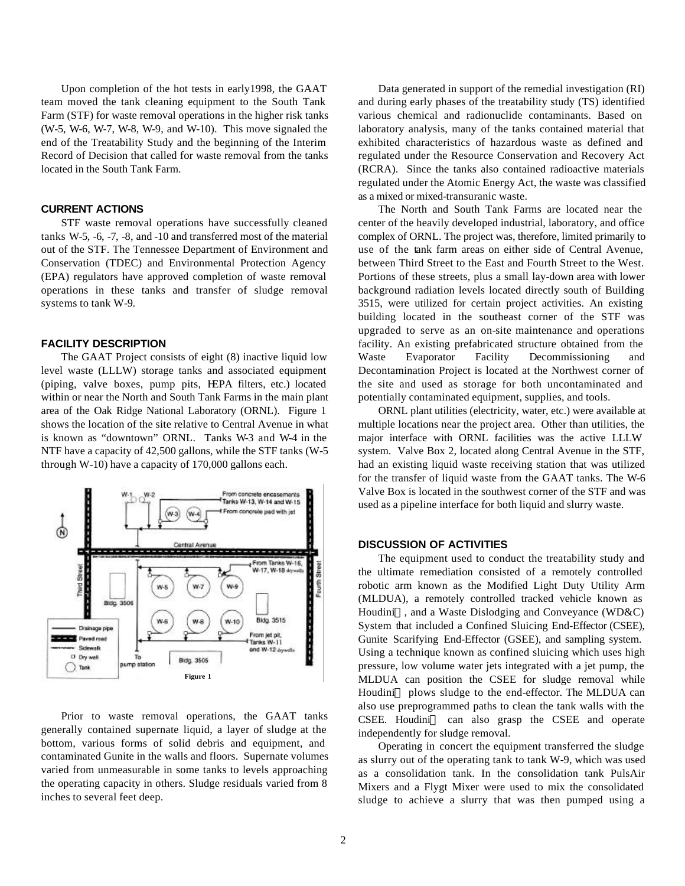Upon completion of the hot tests in early1998, the GAAT team moved the tank cleaning equipment to the South Tank Farm (STF) for waste removal operations in the higher risk tanks (W-5, W-6, W-7, W-8, W-9, and W-10). This move signaled the end of the Treatability Study and the beginning of the Interim Record of Decision that called for waste removal from the tanks located in the South Tank Farm.

## CURRENT ACTIONS

STF waste removal operations have successfully cleaned tanks W-5, -6, -7, -8, and -10 and transferred most of the material out of the STF. The Tennessee Department of Environment and Conservation (TDEC) and Environmental Protection Agency (EPA) regulators have approved completion of waste removal operations in these tanks and transfer of sludge removal systems to tank W-9.

## FACILITY DESCRIPTION

The GAAT Project consists of eight (8) inactive liquid low level waste (LLLW) storage tanks and associated equipment (piping, valve boxes, pump pits, HEPA filters, etc.) located within or near the North and South Tank Farms in the main plant area of the Oak Ridge National Laboratory (ORNL). Figure 1 shows the location of the site relative to Central Avenue in what is known as "downtown" ORNL. Tanks W-3 and W-4 in the NTF have a capacity of 42,500 gallons, while the STF tanks (W-5 through W-10) have a capacity of 170,000 gallons each.

Figure 1

Prior to waste removal operations, the GAAT tanks generally contained supernate liquid, a layer of sludge at the bottom, various forms of solid debris and equipment, and contaminated Gunite in the walls and floors. Supernate volumes varied from unmeasurable in some tanks to levels approaching the operating capacity in others. Sludge residuals varied from 8 inches to several feet deep.

Data generated in support of the remedial investigation (RI) and during early phases of the treatability study (TS) identified various chemical and radionuclide contaminants. Based on laboratory analysis, many of the tanks contained material that exhibited characteristics of hazardous waste as defined and regulated under the Resource Conservation and Recovery Act (RCRA). Since the tanks also contained radioactive materials regulated under the Atomic Energy Act, the waste was classified as a mixed or mixed-transuranic waste.

The North and South Tank Farms are located near the center of the heavily developed industrial, laboratory, and office complex of ORNL. The project was, therefore, limited primarily to use of the tank farm areas on either side of Central Avenue, between Third Street to the East and Fourth Street to the West. Portions of these streets, plus a small lay-down area with lower background radiation levels located directly south of Building 3515, were utilized for certain project activities. An existing building located in the southeast corner of the STF was upgraded to serve as an on-site maintenance and operations facility. An existing prefabricated structure obtained from the Waste Evaporator Facility Decommissioning and Decontamination Project is located at the Northwest corner of the site and used as storage for both uncontaminated and potentially contaminated equipment, supplies, and tools.

ORNL plant utilities (electricity, water, etc.) were available at multiple locations near the project area. Other than utilities, the major interface with ORNL facilities was the active LLLW system. Valve Box 2, located along Central Avenue in the STF, had an existing liquid waste receiving station that was utilized for the transfer of liquid waste from the GAAT tanks. The W-6 Valve Box is located in the southwest corner of the STF and was used as a pipeline interface for both liquid and slurry waste.

## DISCUSSION OF ACTIVITIES

The equipment used to conduct the treatability study and the ultimate remediation consisted of a remotely controlled robotic arm known as the Modified Light Duty Utility Arm (MLDUA), a remotely controlled tracked vehicle known as Houdini™, and a Waste Dislodging and Conveyance (WD&C) System that included a Confined Sluicing End-Effector (CSEE), Gunite Scarifying End-Effector (GSEE), and sampling system. Using a technique known as confined sluicing which uses high pressure, low volume water jets integrated with a jet pump, the MLDUA can position the CSEE for sludge removal while Houdini™ plows sludge to the end-effector. The MLDUA can also use preprogrammed paths to clean the tank walls with the CSEE. Houdini™ can also grasp the CSEE and operate independently for sludge removal.

Operating in concert the equipment transferred the sludge as slurry out of the operating tank to tank W-9, which was used as a consolidation tank. In the consolidation tank PulsAir Mixers and a Flygt Mixer were used to mix the consolidated sludge to achieve a slurry that was then pumped using a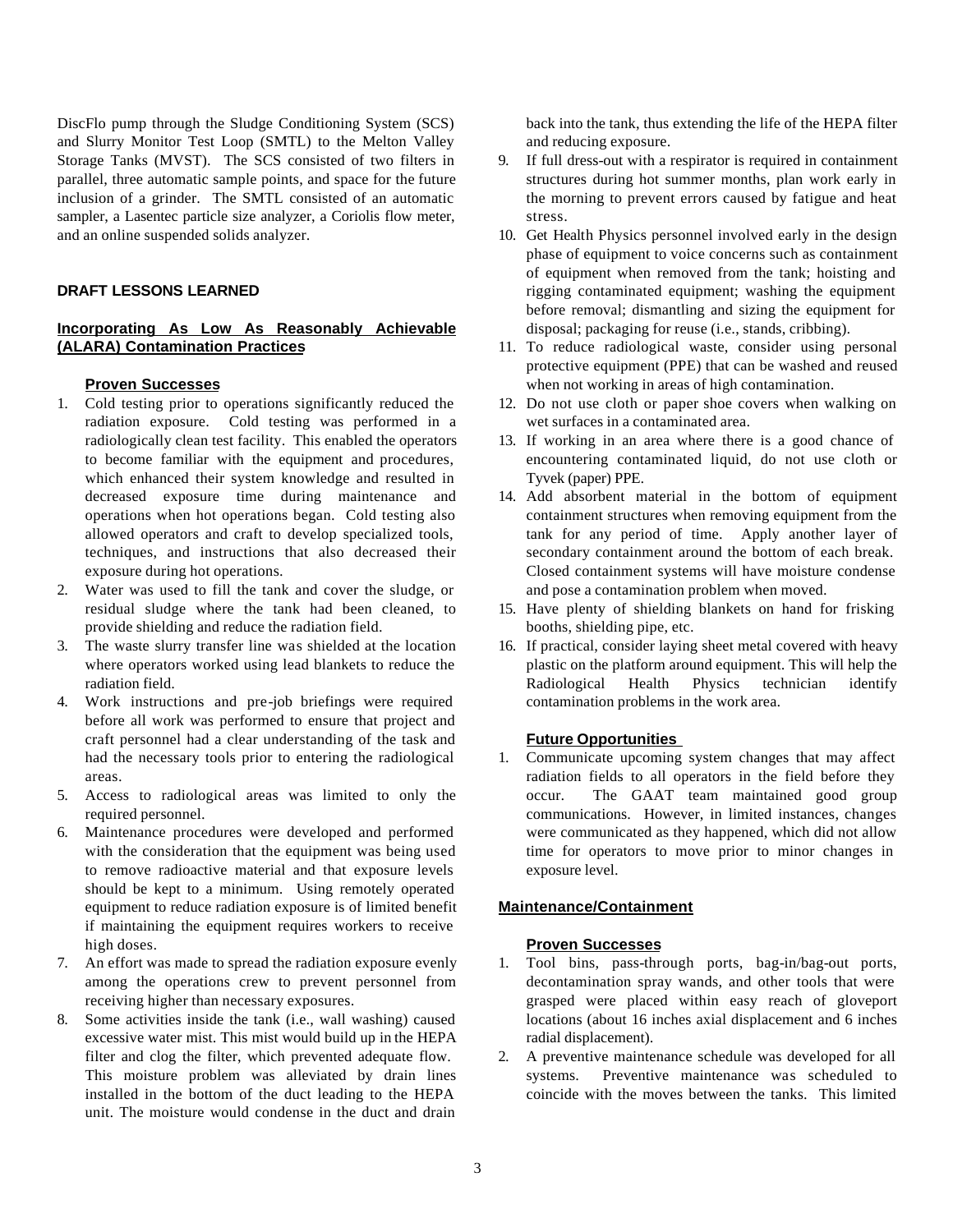DiscFlo pump through the Sludge Conditioning System (SCS) and Slurry Monitor Test Loop (SMTL) to the Melton Valley Storage Tanks (MVST). The SCS consisted of two filters in parallel, three automatic sample points, and space for the future inclusion of a grinder. The SMTL consisted of an automatic sampler, a Lasentec particle size analyzer, a Coriolis flow meter, and an online suspended solids analyzer.

## DRAFT LESSONS LEARNED

### Incorporating As Low As Reasonably Achievable (ALARA) Contamination Practices

#### Proven Successes

1. Cold testing prior to operations significantly reduced the radiation exposure. Cold testing was performed in a radiologically clean test facility. This enabled the operators to become familiar with the equipment and procedures, which enhanced their system knowledge and resulted in decreased exposure time during maintenance and operations when hot operations began. Cold testing also allowed operators and craft to develop specialized tools, techniques, and instructions that also decreased their exposure during hot operations.
2. Water was used to fill the tank and cover the sludge, or residual sludge where the tank had been cleaned, to provide shielding and reduce the radiation field.
3. The waste slurry transfer line was shielded at the location where operators worked using lead blankets to reduce the radiation field.
4. Work instructions and pre-job briefings were required before all work was performed to ensure that project and craft personnel had a clear understanding of the task and had the necessary tools prior to entering the radiological areas.
5. Access to radiological areas was limited to only the required personnel.
6. Maintenance procedures were developed and performed with the consideration that the equipment was being used to remove radioactive material and that exposure levels should be kept to a minimum. Using remotely operated equipment to reduce radiation exposure is of limited benefit if maintaining the equipment requires workers to receive high doses.
7. An effort was made to spread the radiation exposure evenly among the operations crew to prevent personnel from receiving higher than necessary exposures.
8. Some activities inside the tank (i.e., wall washing) caused excessive water mist. This mist would build up in the HEPA filter and clog the filter, which prevented adequate flow. This moisture problem was alleviated by drain lines installed in the bottom of the duct leading to the HEPA unit. The moisture would condense in the duct and drain back into the tank, thus extending the life of the HEPA filter and reducing exposure.
9. If full dress-out with a respirator is required in containment structures during hot summer months, plan work early in the morning to prevent errors caused by fatigue and heat stress.
10. Get Health Physics personnel involved early in the design phase of equipment to voice concerns such as containment of equipment when removed from the tank; hoisting and rigging contaminated equipment; washing the equipment before removal; dismantling and sizing the equipment for disposal; packaging for reuse (i.e., stands, cribbing).
11. To reduce radiological waste, consider using personal protective equipment (PPE) that can be washed and reused when not working in areas of high contamination.
12. Do not use cloth or paper shoe covers when walking on wet surfaces in a contaminated area.
13. If working in an area where there is a good chance of encountering contaminated liquid, do not use cloth or Tyvek (paper) PPE.
14. Add absorbent material in the bottom of equipment containment structures when removing equipment from the tank for any period of time. Apply another layer of secondary containment around the bottom of each break. Closed containment systems will have moisture condense and pose a contamination problem when moved.
15. Have plenty of shielding blankets on hand for frisking booths, shielding pipe, etc.
16. If practical, consider laying sheet metal covered with heavy plastic on the platform around equipment. This will help the Radiological Health Physics technician identify contamination problems in the work area.

#### Future Opportunities

1. Communicate upcoming system changes that may affect radiation fields to all operators in the field before they occur. The GAAT team maintained good group communications. However, in limited instances, changes were communicated as they happened, which did not allow time for operators to move prior to minor changes in exposure level.

### Maintenance/Containment

#### Proven Successes

1. Tool bins, pass-through ports, bag-in/bag-out ports, decontamination spray wands, and other tools that were grasped were placed within easy reach of gloveport locations (about 16 inches axial displacement and 6 inches radial displacement).
2. A preventive maintenance schedule was developed for all systems. Preventive maintenance was scheduled to coincide with the moves between the tanks. This limited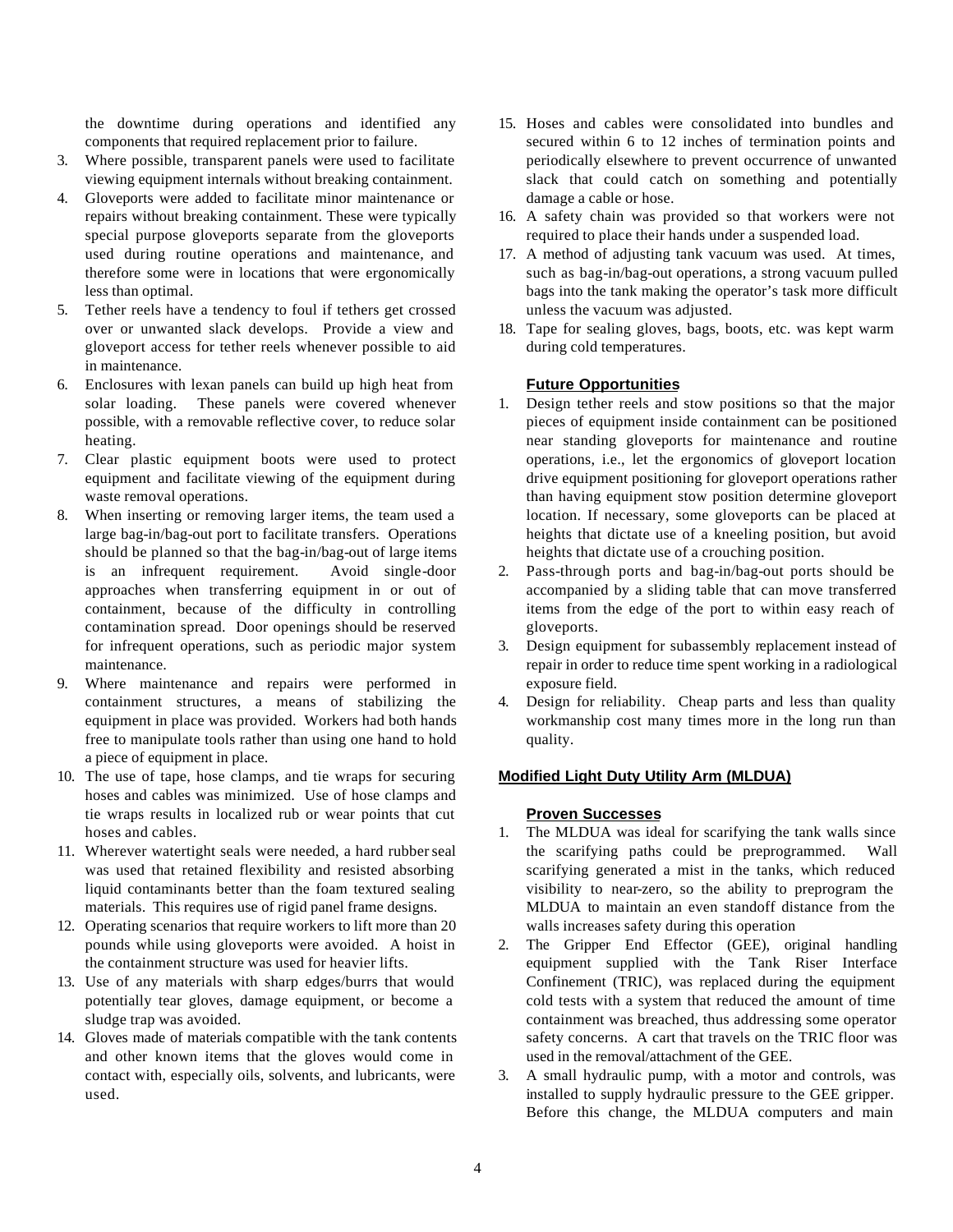the downtime during operations and identified any components that required replacement prior to failure.

3. Where possible, transparent panels were used to facilitate viewing equipment internals without breaking containment.
4. Gloveports were added to facilitate minor maintenance or repairs without breaking containment. These were typically special purpose gloveports separate from the gloveports used during routine operations and maintenance, and therefore some were in locations that were ergonomically less than optimal.
5. Tether reels have a tendency to foul if tethers get crossed over or unwanted slack develops. Provide a view and gloveport access for tether reels whenever possible to aid in maintenance.
6. Enclosures with lexan panels can build up high heat from solar loading. These panels were covered whenever possible, with a removable reflective cover, to reduce solar heating.
7. Clear plastic equipment boots were used to protect equipment and facilitate viewing of the equipment during waste removal operations.
8. When inserting or removing larger items, the team used a large bag-in/bag-out port to facilitate transfers. Operations should be planned so that the bag-in/bag-out of large items is an infrequent requirement. Avoid single-door approaches when transferring equipment in or out of containment, because of the difficulty in controlling contamination spread. Door openings should be reserved for infrequent operations, such as periodic major system maintenance.
9. Where maintenance and repairs were performed in containment structures, a means of stabilizing the equipment in place was provided. Workers had both hands free to manipulate tools rather than using one hand to hold a piece of equipment in place.
10. The use of tape, hose clamps, and tie wraps for securing hoses and cables was minimized. Use of hose clamps and tie wraps results in localized rub or wear points that cut hoses and cables.
11. Wherever watertight seals were needed, a hard rubber seal was used that retained flexibility and resisted absorbing liquid contaminants better than the foam textured sealing materials. This requires use of rigid panel frame designs.
12. Operating scenarios that require workers to lift more than 20 pounds while using gloveports were avoided. A hoist in the containment structure was used for heavier lifts.
13. Use of any materials with sharp edges/burrs that would potentially tear gloves, damage equipment, or become a sludge trap was avoided.
14. Gloves made of materials compatible with the tank contents and other known items that the gloves would come in contact with, especially oils, solvents, and lubricants, were used.
15. Hoses and cables were consolidated into bundles and secured within 6 to 12 inches of termination points and periodically elsewhere to prevent occurrence of unwanted slack that could catch on something and potentially damage a cable or hose.
16. A safety chain was provided so that workers were not required to place their hands under a suspended load.
17. A method of adjusting tank vacuum was used. At times, such as bag-in/bag-out operations, a strong vacuum pulled bags into the tank making the operator's task more difficult unless the vacuum was adjusted.
18. Tape for sealing gloves, bags, boots, etc. was kept warm during cold temperatures.

#### Future Opportunities

1. Design tether reels and stow positions so that the major pieces of equipment inside containment can be positioned near standing gloveports for maintenance and routine operations, i.e., let the ergonomics of gloveport location drive equipment positioning for gloveport operations rather than having equipment stow position determine gloveport location. If necessary, some gloveports can be placed at heights that dictate use of a kneeling position, but avoid heights that dictate use of a crouching position.
2. Pass-through ports and bag-in/bag-out ports should be accompanied by a sliding table that can move transferred items from the edge of the port to within easy reach of gloveports.
3. Design equipment for subassembly replacement instead of repair in order to reduce time spent working in a radiological exposure field.
4. Design for reliability. Cheap parts and less than quality workmanship cost many times more in the long run than quality.

### Modified Light Duty Utility Arm (MLDUA)

#### Proven Successes

1. The MLDUA was ideal for scarifying the tank walls since the scarifying paths could be preprogrammed. Wall scarifying generated a mist in the tanks, which reduced visibility to near-zero, so the ability to preprogram the MLDUA to maintain an even standoff distance from the walls increases safety during this operation
2. The Gripper End Effector (GEE), original handling equipment supplied with the Tank Riser Interface Confinement (TRIC), was replaced during the equipment cold tests with a system that reduced the amount of time containment was breached, thus addressing some operator safety concerns. A cart that travels on the TRIC floor was used in the removal/attachment of the GEE.
3. A small hydraulic pump, with a motor and controls, was installed to supply hydraulic pressure to the GEE gripper. Before this change, the MLDUA computers and main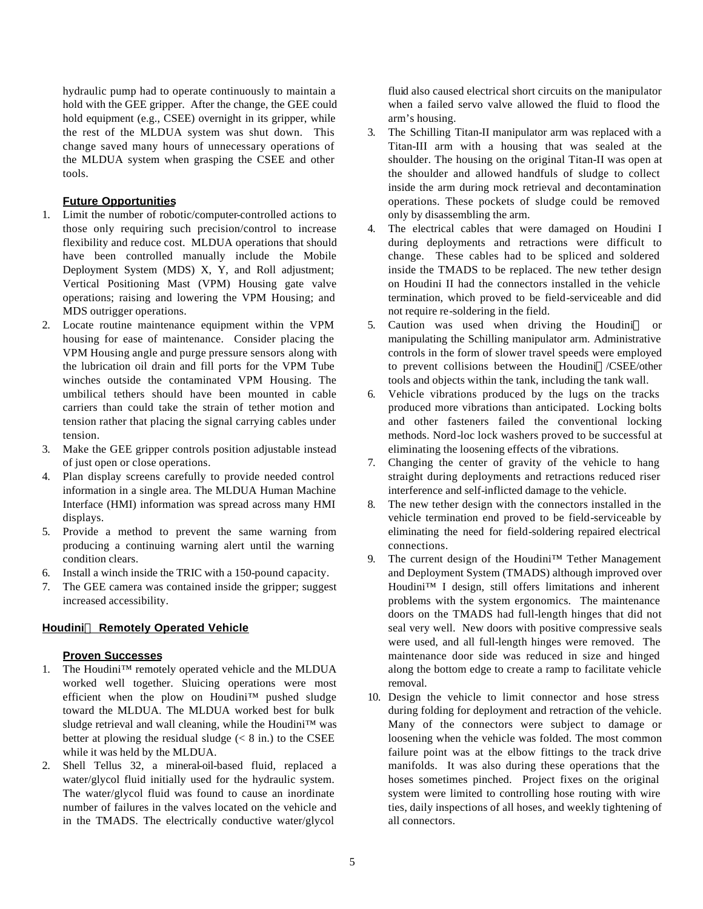hydraulic pump had to operate continuously to maintain a hold with the GEE gripper. After the change, the GEE could hold equipment (e.g., CSEE) overnight in its gripper, while the rest of the MLDUA system was shut down. This change saved many hours of unnecessary operations of the MLDUA system when grasping the CSEE and other tools.

### Future Opportunities

1. Limit the number of robotic/computer-controlled actions to those only requiring such precision/control to increase flexibility and reduce cost. MLDUA operations that should have been controlled manually include the Mobile Deployment System (MDS) X, Y, and Roll adjustment; Vertical Positioning Mast (VPM) Housing gate valve operations; raising and lowering the VPM Housing; and MDS outrigger operations.
2. Locate routine maintenance equipment within the VPM housing for ease of maintenance. Consider placing the VPM Housing angle and purge pressure sensors along with the lubrication oil drain and fill ports for the VPM Tube winches outside the contaminated VPM Housing. The umbilical tethers should have been mounted in cable carriers than could take the strain of tether motion and tension rather that placing the signal carrying cables under tension.
3. Make the GEE gripper controls position adjustable instead of just open or close operations.
4. Plan display screens carefully to provide needed control information in a single area. The MLDUA Human Machine Interface (HMI) information was spread across many HMI displays.
5. Provide a method to prevent the same warning from producing a continuing warning alert until the warning condition clears.
6. Install a winch inside the TRIC with a 150-pound capacity.
7. The GEE camera was contained inside the gripper; suggest increased accessibility.

## Houdini™ Remotely Operated Vehicle

### Proven Successes

1. The Houdini™ remotely operated vehicle and the MLDUA worked well together. Sluicing operations were most efficient when the plow on Houdini™ pushed sludge toward the MLDUA. The MLDUA worked best for bulk sludge retrieval and wall cleaning, while the Houdini™ was better at plowing the residual sludge (< 8 in.) to the CSEE while it was held by the MLDUA.
2. Shell Tellus 32, a mineral-oil-based fluid, replaced a water/glycol fluid initially used for the hydraulic system. The water/glycol fluid was found to cause an inordinate number of failures in the valves located on the vehicle and in the TMADS. The electrically conductive water/glycol fluid also caused electrical short circuits on the manipulator when a failed servo valve allowed the fluid to flood the arm's housing.
3. The Schilling Titan-II manipulator arm was replaced with a Titan-III arm with a housing that was sealed at the shoulder. The housing on the original Titan-II was open at the shoulder and allowed handfuls of sludge to collect inside the arm during mock retrieval and decontamination operations. These pockets of sludge could be removed only by disassembling the arm.
4. The electrical cables that were damaged on Houdini I during deployments and retractions were difficult to change. These cables had to be spliced and soldered inside the TMADS to be replaced. The new tether design on Houdini II had the connectors installed in the vehicle termination, which proved to be field-serviceable and did not require re-soldering in the field.
5. Caution was used when driving the Houdini™ or manipulating the Schilling manipulator arm. Administrative controls in the form of slower travel speeds were employed to prevent collisions between the Houdini™/CSEE/other tools and objects within the tank, including the tank wall.
6. Vehicle vibrations produced by the lugs on the tracks produced more vibrations than anticipated. Locking bolts and other fasteners failed the conventional locking methods. Nord-loc lock washers proved to be successful at eliminating the loosening effects of the vibrations.
7. Changing the center of gravity of the vehicle to hang straight during deployments and retractions reduced riser interference and self-inflicted damage to the vehicle.
8. The new tether design with the connectors installed in the vehicle termination end proved to be field-serviceable by eliminating the need for field-soldering repaired electrical connections.
9. The current design of the Houdini™ Tether Management and Deployment System (TMADS) although improved over Houdini™ I design, still offers limitations and inherent problems with the system ergonomics. The maintenance doors on the TMADS had full-length hinges that did not seal very well. New doors with positive compressive seals were used, and all full-length hinges were removed. The maintenance door side was reduced in size and hinged along the bottom edge to create a ramp to facilitate vehicle removal.
10. Design the vehicle to limit connector and hose stress during folding for deployment and retraction of the vehicle. Many of the connectors were subject to damage or loosening when the vehicle was folded. The most common failure point was at the elbow fittings to the track drive manifolds. It was also during these operations that the hoses sometimes pinched. Project fixes on the original system were limited to controlling hose routing with wire ties, daily inspections of all hoses, and weekly tightening of all connectors.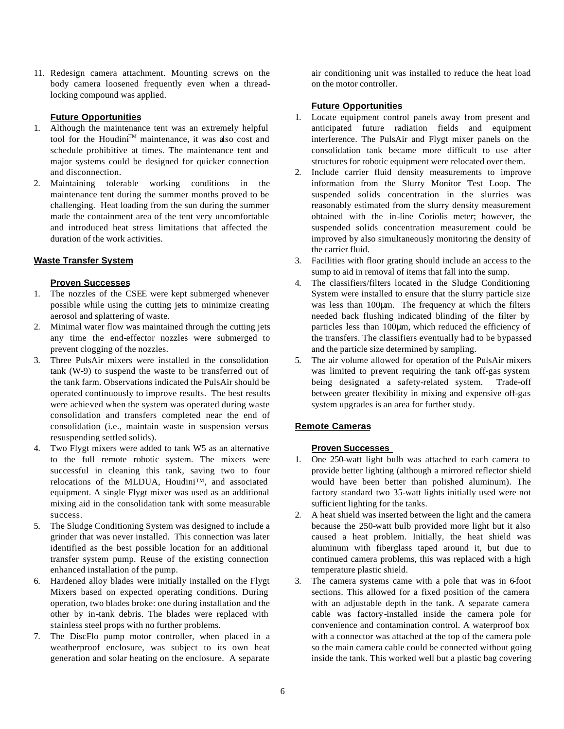11. Redesign camera attachment. Mounting screws on the body camera loosened frequently even when a thread-locking compound was applied.

**Future Opportunities**

1. Although the maintenance tent was an extremely helpful tool for the Houdini™ maintenance, it was also cost and schedule prohibitive at times. The maintenance tent and major systems could be designed for quicker connection and disconnection.
2. Maintaining tolerable working conditions in the maintenance tent during the summer months proved to be challenging. Heat loading from the sun during the summer made the containment area of the tent very uncomfortable and introduced heat stress limitations that affected the duration of the work activities.

## Waste Transfer System

**Proven Successes**

1. The nozzles of the CSEE were kept submerged whenever possible while using the cutting jets to minimize creating aerosol and splattering of waste.
2. Minimal water flow was maintained through the cutting jets any time the end-effector nozzles were submerged to prevent clogging of the nozzles.
3. Three PulsAir mixers were installed in the consolidation tank (W-9) to suspend the waste to be transferred out of the tank farm. Observations indicated the PulsAir should be operated continuously to improve results. The best results were achieved when the system was operated during waste consolidation and transfers completed near the end of consolidation (i.e., maintain waste in suspension versus resuspending settled solids).
4. Two Flygt mixers were added to tank W5 as an alternative to the full remote robotic system. The mixers were successful in cleaning this tank, saving two to four relocations of the MLDUA, Houdini™, and associated equipment. A single Flygt mixer was used as an additional mixing aid in the consolidation tank with some measurable success.
5. The Sludge Conditioning System was designed to include a grinder that was never installed. This connection was later identified as the best possible location for an additional transfer system pump. Reuse of the existing connection enhanced installation of the pump.
6. Hardened alloy blades were initially installed on the Flygt Mixers based on expected operating conditions. During operation, two blades broke: one during installation and the other by in-tank debris. The blades were replaced with stainless steel props with no further problems.
7. The DiscFlo pump motor controller, when placed in a weatherproof enclosure, was subject to its own heat generation and solar heating on the enclosure. A separate air conditioning unit was installed to reduce the heat load on the motor controller.

**Future Opportunities**

1. Locate equipment control panels away from present and anticipated future radiation fields and equipment interference. The PulsAir and Flygt mixer panels on the consolidation tank became more difficult to use after structures for robotic equipment were relocated over them.
2. Include carrier fluid density measurements to improve information from the Slurry Monitor Test Loop. The suspended solids concentration in the slurries was reasonably estimated from the slurry density measurement obtained with the in-line Coriolis meter; however, the suspended solids concentration measurement could be improved by also simultaneously monitoring the density of the carrier fluid.
3. Facilities with floor grating should include an access to the sump to aid in removal of items that fall into the sump.
4. The classifiers/filters located in the Sludge Conditioning System were installed to ensure that the slurry particle size was less than 100μm. The frequency at which the filters needed back flushing indicated blinding of the filter by particles less than 100μm, which reduced the efficiency of the transfers. The classifiers eventually had to be bypassed and the particle size determined by sampling.
5. The air volume allowed for operation of the PulsAir mixers was limited to prevent requiring the tank off-gas system being designated a safety-related system. Trade-off between greater flexibility in mixing and expensive off-gas system upgrades is an area for further study.

## Remote Cameras

**Proven Successes**

1. One 250-watt light bulb was attached to each camera to provide better lighting (although a mirrored reflector shield would have been better than polished aluminum). The factory standard two 35-watt lights initially used were not sufficient lighting for the tanks.
2. A heat shield was inserted between the light and the camera because the 250-watt bulb provided more light but it also caused a heat problem. Initially, the heat shield was aluminum with fiberglass taped around it, but due to continued camera problems, this was replaced with a high temperature plastic shield.
3. The camera systems came with a pole that was in 6-foot sections. This allowed for a fixed position of the camera with an adjustable depth in the tank. A separate camera cable was factory-installed inside the camera pole for convenience and contamination control. A waterproof box with a connector was attached at the top of the camera pole so the main camera cable could be connected without going inside the tank. This worked well but a plastic bag covering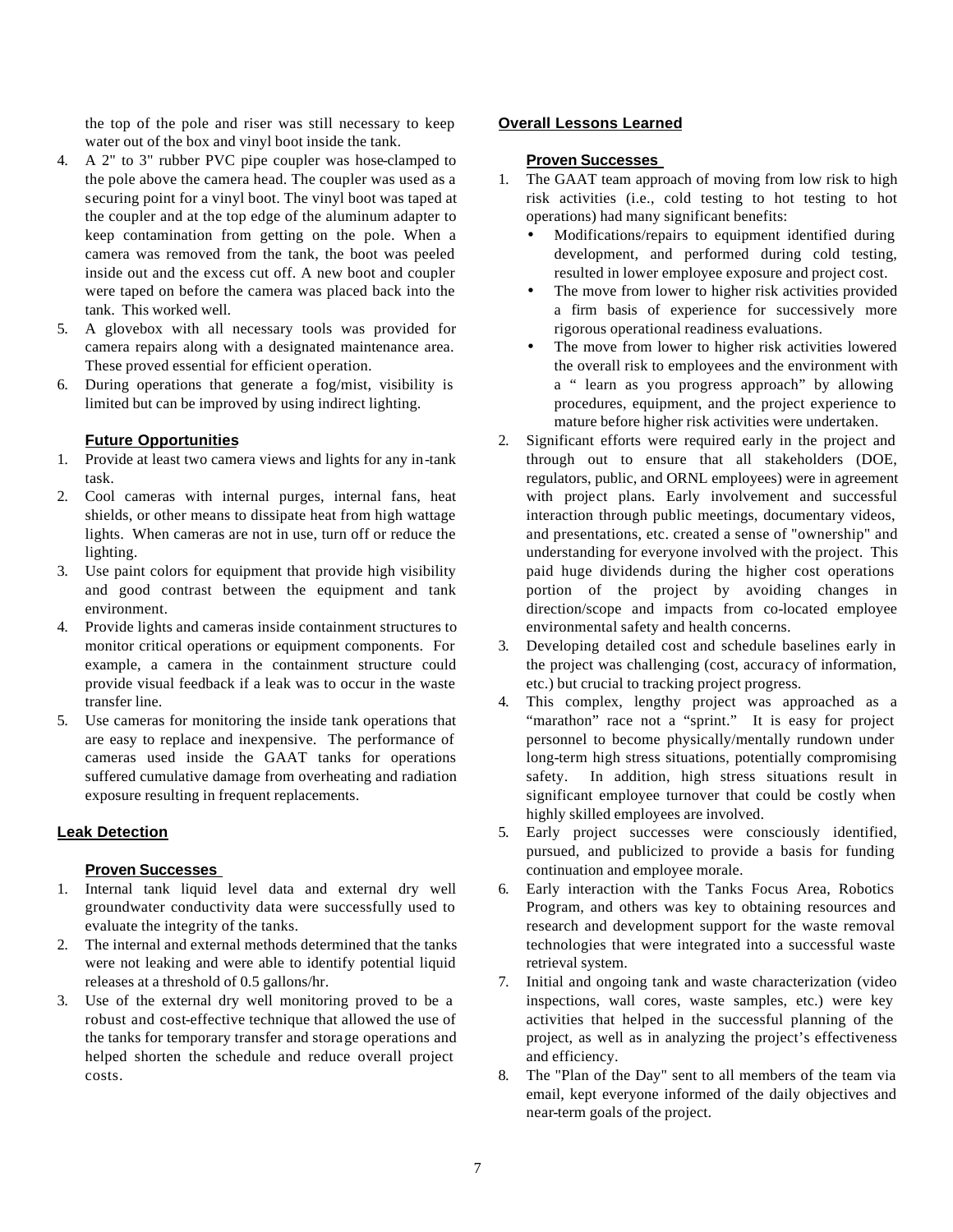the top of the pole and riser was still necessary to keep water out of the box and vinyl boot inside the tank.

4. A 2" to 3" rubber PVC pipe coupler was hose-clamped to the pole above the camera head. The coupler was used as a securing point for a vinyl boot. The vinyl boot was taped at the coupler and at the top edge of the aluminum adapter to keep contamination from getting on the pole. When a camera was removed from the tank, the boot was peeled inside out and the excess cut off. A new boot and coupler were taped on before the camera was placed back into the tank. This worked well.
5. A glovebox with all necessary tools was provided for camera repairs along with a designated maintenance area. These proved essential for efficient operation.
6. During operations that generate a fog/mist, visibility is limited but can be improved by using indirect lighting.

#### Future Opportunities

1. Provide at least two camera views and lights for any in-tank task.
2. Cool cameras with internal purges, internal fans, heat shields, or other means to dissipate heat from high wattage lights. When cameras are not in use, turn off or reduce the lighting.
3. Use paint colors for equipment that provide high visibility and good contrast between the equipment and tank environment.
4. Provide lights and cameras inside containment structures to monitor critical operations or equipment components. For example, a camera in the containment structure could provide visual feedback if a leak was to occur in the waste transfer line.
5. Use cameras for monitoring the inside tank operations that are easy to replace and inexpensive. The performance of cameras used inside the GAAT tanks for operations suffered cumulative damage from overheating and radiation exposure resulting in frequent replacements.

### Leak Detection

#### Proven Successes

1. Internal tank liquid level data and external dry well groundwater conductivity data were successfully used to evaluate the integrity of the tanks.
2. The internal and external methods determined that the tanks were not leaking and were able to identify potential liquid releases at a threshold of 0.5 gallons/hr.
3. Use of the external dry well monitoring proved to be a robust and cost-effective technique that allowed the use of the tanks for temporary transfer and storage operations and helped shorten the schedule and reduce overall project costs.

### Overall Lessons Learned

#### Proven Successes

1. The GAAT team approach of moving from low risk to high risk activities (i.e., cold testing to hot testing to hot operations) had many significant benefits:
   - Modifications/repairs to equipment identified during development, and performed during cold testing, resulted in lower employee exposure and project cost.
   - The move from lower to higher risk activities provided a firm basis of experience for successively more rigorous operational readiness evaluations.
   - The move from lower to higher risk activities lowered the overall risk to employees and the environment with a " learn as you progress approach" by allowing procedures, equipment, and the project experience to mature before higher risk activities were undertaken.
2. Significant efforts were required early in the project and through out to ensure that all stakeholders (DOE, regulators, public, and ORNL employees) were in agreement with project plans. Early involvement and successful interaction through public meetings, documentary videos, and presentations, etc. created a sense of "ownership" and understanding for everyone involved with the project. This paid huge dividends during the higher cost operations portion of the project by avoiding changes in direction/scope and impacts from co-located employee environmental safety and health concerns.
3. Developing detailed cost and schedule baselines early in the project was challenging (cost, accuracy of information, etc.) but crucial to tracking project progress.
4. This complex, lengthy project was approached as a "marathon" race not a "sprint." It is easy for project personnel to become physically/mentally rundown under long-term high stress situations, potentially compromising safety. In addition, high stress situations result in significant employee turnover that could be costly when highly skilled employees are involved.
5. Early project successes were consciously identified, pursued, and publicized to provide a basis for funding continuation and employee morale.
6. Early interaction with the Tanks Focus Area, Robotics Program, and others was key to obtaining resources and research and development support for the waste removal technologies that were integrated into a successful waste retrieval system.
7. Initial and ongoing tank and waste characterization (video inspections, wall cores, waste samples, etc.) were key activities that helped in the successful planning of the project, as well as in analyzing the project's effectiveness and efficiency.
8. The "Plan of the Day" sent to all members of the team via email, kept everyone informed of the daily objectives and near-term goals of the project.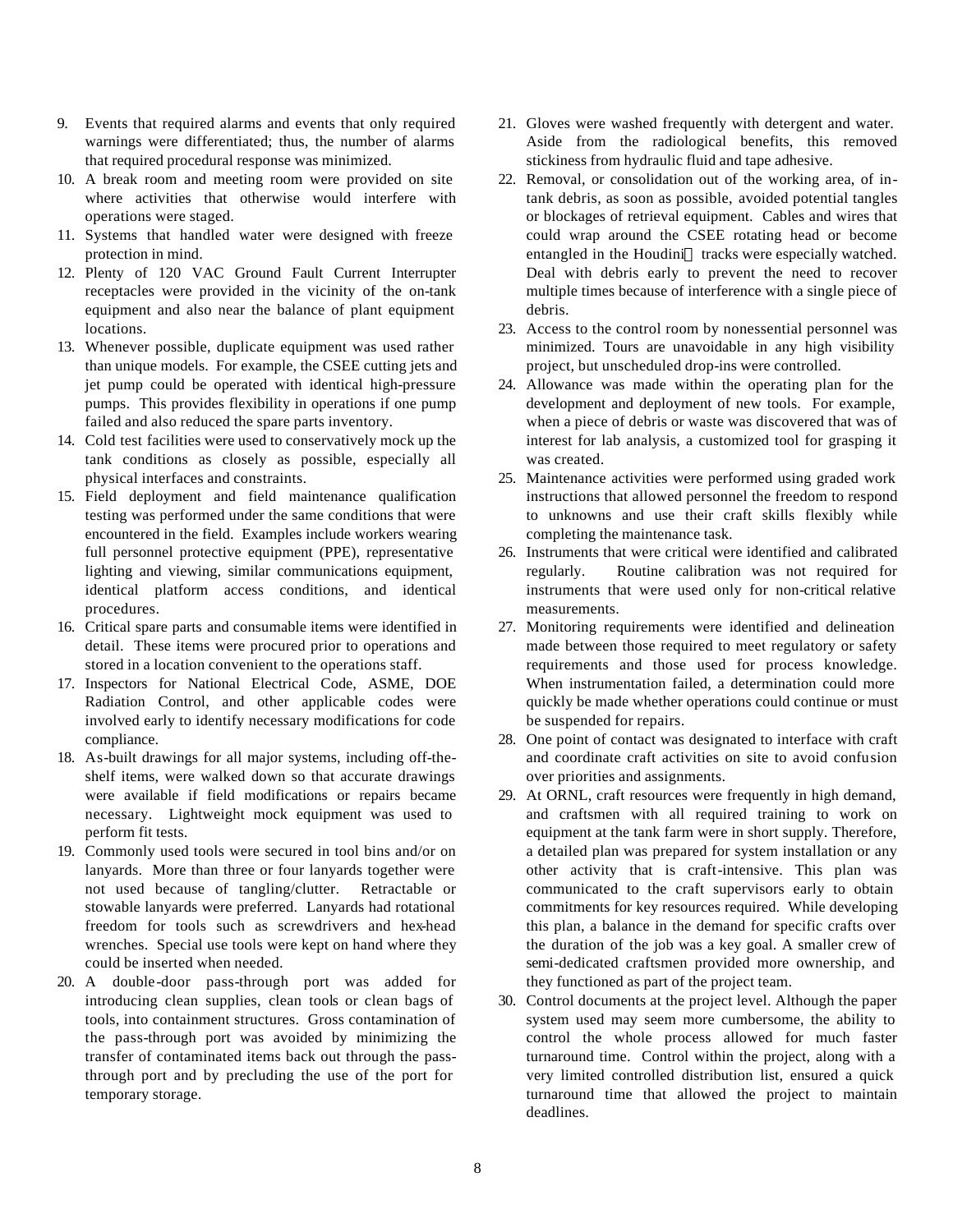9. Events that required alarms and events that only required warnings were differentiated; thus, the number of alarms that required procedural response was minimized.
10. A break room and meeting room were provided on site where activities that otherwise would interfere with operations were staged.
11. Systems that handled water were designed with freeze protection in mind.
12. Plenty of 120 VAC Ground Fault Current Interrupter receptacles were provided in the vicinity of the on-tank equipment and also near the balance of plant equipment locations.
13. Whenever possible, duplicate equipment was used rather than unique models. For example, the CSEE cutting jets and jet pump could be operated with identical high-pressure pumps. This provides flexibility in operations if one pump failed and also reduced the spare parts inventory.
14. Cold test facilities were used to conservatively mock up the tank conditions as closely as possible, especially all physical interfaces and constraints.
15. Field deployment and field maintenance qualification testing was performed under the same conditions that were encountered in the field. Examples include workers wearing full personnel protective equipment (PPE), representative lighting and viewing, similar communications equipment, identical platform access conditions, and identical procedures.
16. Critical spare parts and consumable items were identified in detail. These items were procured prior to operations and stored in a location convenient to the operations staff.
17. Inspectors for National Electrical Code, ASME, DOE Radiation Control, and other applicable codes were involved early to identify necessary modifications for code compliance.
18. As-built drawings for all major systems, including off-the-shelf items, were walked down so that accurate drawings were available if field modifications or repairs became necessary. Lightweight mock equipment was used to perform fit tests.
19. Commonly used tools were secured in tool bins and/or on lanyards. More than three or four lanyards together were not used because of tangling/clutter. Retractable or stowable lanyards were preferred. Lanyards had rotational freedom for tools such as screwdrivers and hex-head wrenches. Special use tools were kept on hand where they could be inserted when needed.
20. A double-door pass-through port was added for introducing clean supplies, clean tools or clean bags of tools, into containment structures. Gross contamination of the pass-through port was avoided by minimizing the transfer of contaminated items back out through the pass-through port and by precluding the use of the port for temporary storage.
21. Gloves were washed frequently with detergent and water. Aside from the radiological benefits, this removed stickiness from hydraulic fluid and tape adhesive.
22. Removal, or consolidation out of the working area, of in-tank debris, as soon as possible, avoided potential tangles or blockages of retrieval equipment. Cables and wires that could wrap around the CSEE rotating head or become entangled in the Houdini tracks were especially watched. Deal with debris early to prevent the need to recover multiple times because of interference with a single piece of debris.
23. Access to the control room by nonessential personnel was minimized. Tours are unavoidable in any high visibility project, but unscheduled drop-ins were controlled.
24. Allowance was made within the operating plan for the development and deployment of new tools. For example, when a piece of debris or waste was discovered that was of interest for lab analysis, a customized tool for grasping it was created.
25. Maintenance activities were performed using graded work instructions that allowed personnel the freedom to respond to unknowns and use their craft skills flexibly while completing the maintenance task.
26. Instruments that were critical were identified and calibrated regularly. Routine calibration was not required for instruments that were used only for non-critical relative measurements.
27. Monitoring requirements were identified and delineation made between those required to meet regulatory or safety requirements and those used for process knowledge. When instrumentation failed, a determination could more quickly be made whether operations could continue or must be suspended for repairs.
28. One point of contact was designated to interface with craft and coordinate craft activities on site to avoid confusion over priorities and assignments.
29. At ORNL, craft resources were frequently in high demand, and craftsmen with all required training to work on equipment at the tank farm were in short supply. Therefore, a detailed plan was prepared for system installation or any other activity that is craft-intensive. This plan was communicated to the craft supervisors early to obtain commitments for key resources required. While developing this plan, a balance in the demand for specific crafts over the duration of the job was a key goal. A smaller crew of semi-dedicated craftsmen provided more ownership, and they functioned as part of the project team.
30. Control documents at the project level. Although the paper system used may seem more cumbersome, the ability to control the whole process allowed for much faster turnaround time. Control within the project, along with a very limited controlled distribution list, ensured a quick turnaround time that allowed the project to maintain deadlines.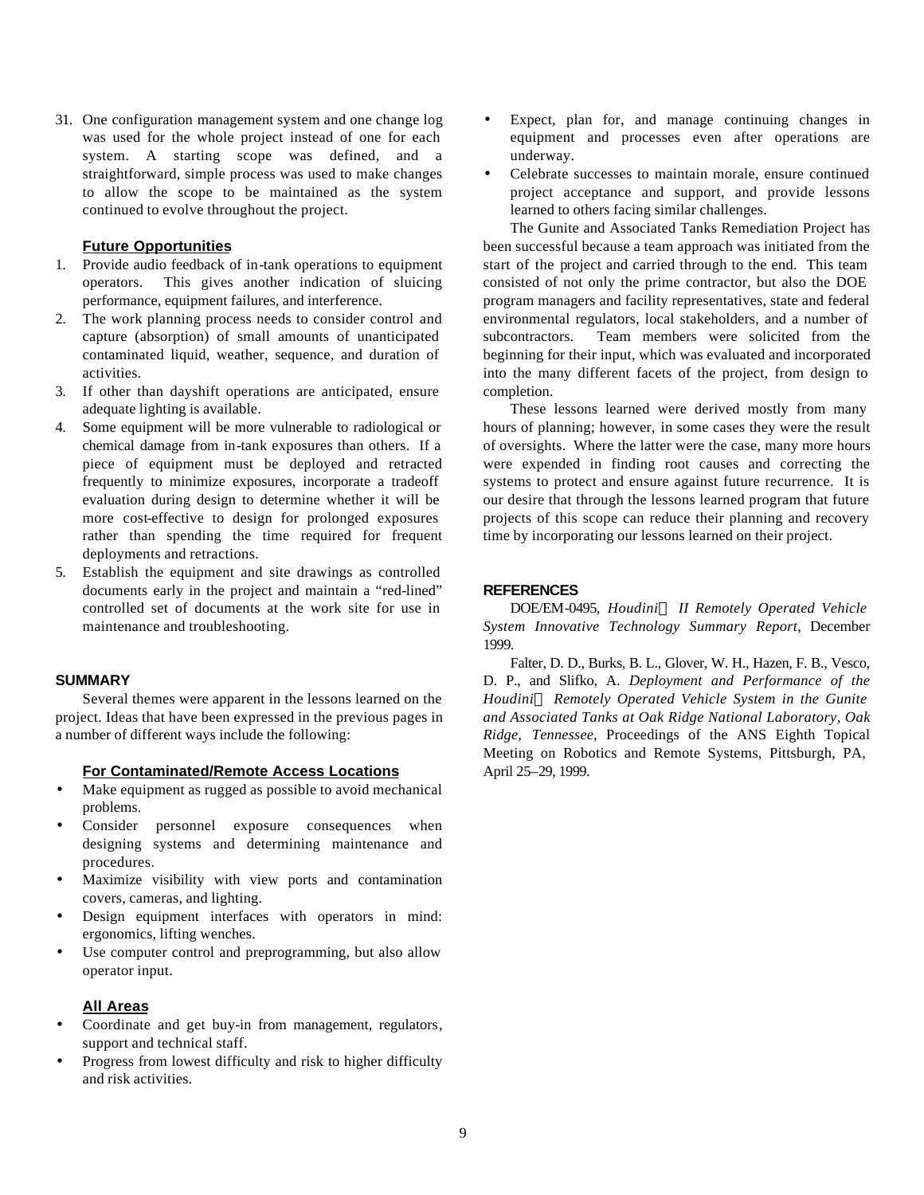31. One configuration management system and one change log was used for the whole project instead of one for each system. A starting scope was defined, and a straightforward, simple process was used to make changes to allow the scope to be maintained as the system continued to evolve throughout the project.

### Future Opportunities

1. Provide audio feedback of in-tank operations to equipment operators. This gives another indication of sluicing performance, equipment failures, and interference.
2. The work planning process needs to consider control and capture (absorption) of small amounts of unanticipated contaminated liquid, weather, sequence, and duration of activities.
3. If other than dayshift operations are anticipated, ensure adequate lighting is available.
4. Some equipment will be more vulnerable to radiological or chemical damage from in-tank exposures than others. If a piece of equipment must be deployed and retracted frequently to minimize exposures, incorporate a tradeoff evaluation during design to determine whether it will be more cost-effective to design for prolonged exposures rather than spending the time required for frequent deployments and retractions.
5. Establish the equipment and site drawings as controlled documents early in the project and maintain a "red-lined" controlled set of documents at the work site for use in maintenance and troubleshooting.

## SUMMARY

Several themes were apparent in the lessons learned on the project. Ideas that have been expressed in the previous pages in a number of different ways include the following:

### For Contaminated/Remote Access Locations

- Make equipment as rugged as possible to avoid mechanical problems.
- Consider personnel exposure consequences when designing systems and determining maintenance and procedures.
- Maximize visibility with view ports and contamination covers, cameras, and lighting.
- Design equipment interfaces with operators in mind: ergonomics, lifting wenches.
- Use computer control and preprogramming, but also allow operator input.

### All Areas

- Coordinate and get buy-in from management, regulators, support and technical staff.
- Progress from lowest difficulty and risk to higher difficulty and risk activities.
- Expect, plan for, and manage continuing changes in equipment and processes even after operations are underway.
- Celebrate successes to maintain morale, ensure continued project acceptance and support, and provide lessons learned to others facing similar challenges.

The Gunite and Associated Tanks Remediation Project has been successful because a team approach was initiated from the start of the project and carried through to the end. This team consisted of not only the prime contractor, but also the DOE program managers and facility representatives, state and federal environmental regulators, local stakeholders, and a number of subcontractors. Team members were solicited from the beginning for their input, which was evaluated and incorporated into the many different facets of the project, from design to completion.

These lessons learned were derived mostly from many hours of planning; however, in some cases they were the result of oversights. Where the latter were the case, many more hours were expended in finding root causes and correcting the systems to protect and ensure against future recurrence. It is our desire that through the lessons learned program that future projects of this scope can reduce their planning and recovery time by incorporating our lessons learned on their project.

## REFERENCES

DOE/EM-0495, *Houdini™ II Remotely Operated Vehicle System Innovative Technology Summary Report*, December 1999.

Falter, D. D., Burks, B. L., Glover, W. H., Hazen, F. B., Vesco, D. P., and Slifko, A. *Deployment and Performance of the Houdini™ Remotely Operated Vehicle System in the Gunite and Associated Tanks at Oak Ridge National Laboratory, Oak Ridge, Tennessee,* Proceedings of the ANS Eighth Topical Meeting on Robotics and Remote Systems, Pittsburgh, PA, April 25–29, 1999.